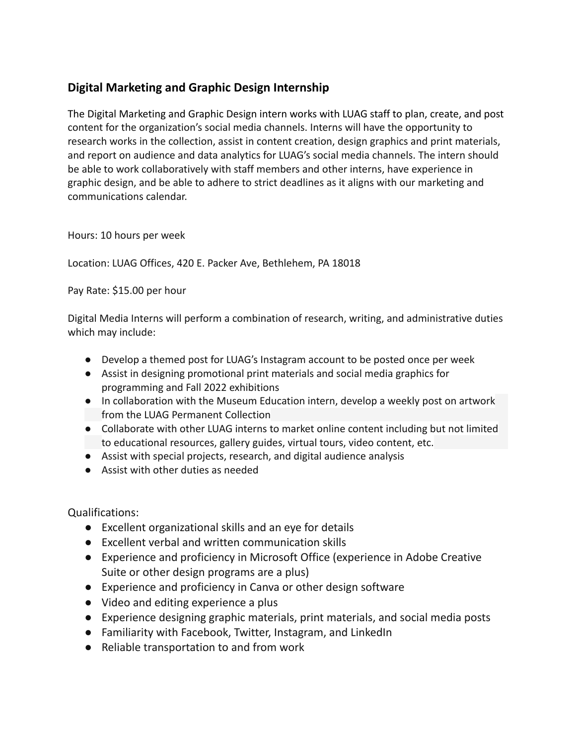## Digital Marketing and Graphic Design Internship

The Digital Marketing and Graphic Design intern works with LUAG staff to plan, create, and post content for the organization's social media channels. Interns will have the opportunity to research works in the collection, assist in content creation, design graphics and print materials, and report on audience and data analytics for LUAG's social media channels. The intern should be able to work collaboratively with staff members and other interns, have experience in graphic design, and be able to adhere to strict deadlines as it aligns with our marketing and communications calendar.

Hours: 10 hours per week

Location: LUAG Offices, 420 E. Packer Ave, Bethlehem, PA 18018

Pay Rate: $15.00 per hour

Digital Media Interns will perform a combination of research, writing, and administrative duties which may include:

- Develop a themed post for LUAG's Instagram account to be posted once per week
- Assist in designing promotional print materials and social media graphics for programming and Fall 2022 exhibitions
- In collaboration with the Museum Education intern, develop a weekly post on artwork from the LUAG Permanent Collection
- Collaborate with other LUAG interns to market online content including but not limited to educational resources, gallery guides, virtual tours, video content, etc.
- Assist with special projects, research, and digital audience analysis
- Assist with other duties as needed

Qualifications:

- Excellent organizational skills and an eye for details
- Excellent verbal and written communication skills
- Experience and proficiency in Microsoft Office (experience in Adobe Creative Suite or other design programs are a plus)
- Experience and proficiency in Canva or other design software
- Video and editing experience a plus
- Experience designing graphic materials, print materials, and social media posts
- Familiarity with Facebook, Twitter, Instagram, and LinkedIn
- Reliable transportation to and from work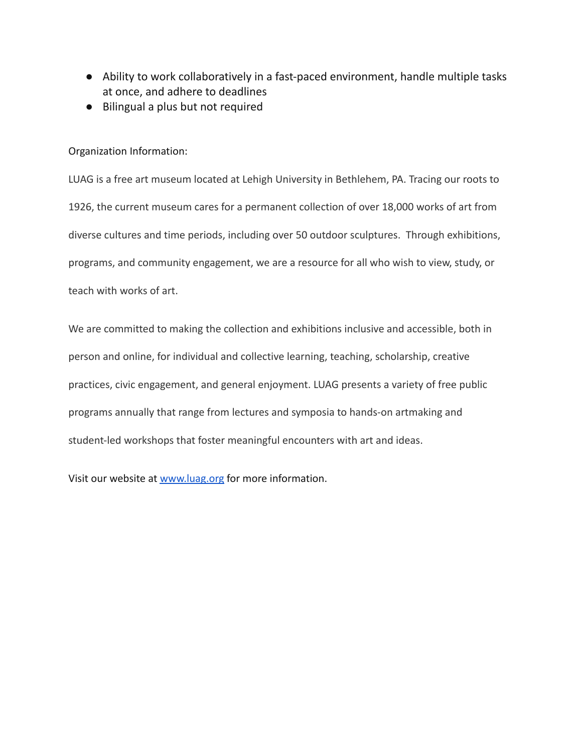- Ability to work collaboratively in a fast-paced environment, handle multiple tasks at once, and adhere to deadlines
- Bilingual a plus but not required

Organization Information:

LUAG is a free art museum located at Lehigh University in Bethlehem, PA. Tracing our roots to 1926, the current museum cares for a permanent collection of over 18,000 works of art from diverse cultures and time periods, including over 50 outdoor sculptures. Through exhibitions, programs, and community engagement, we are a resource for all who wish to view, study, or teach with works of art.

We are committed to making the collection and exhibitions inclusive and accessible, both in person and online, for individual and collective learning, teaching, scholarship, creative practices, civic engagement, and general enjoyment. LUAG presents a variety of free public programs annually that range from lectures and symposia to hands-on artmaking and student-led workshops that foster meaningful encounters with art and ideas.

Visit our website at [www.luag.org](http://www.luag.org) for more information.